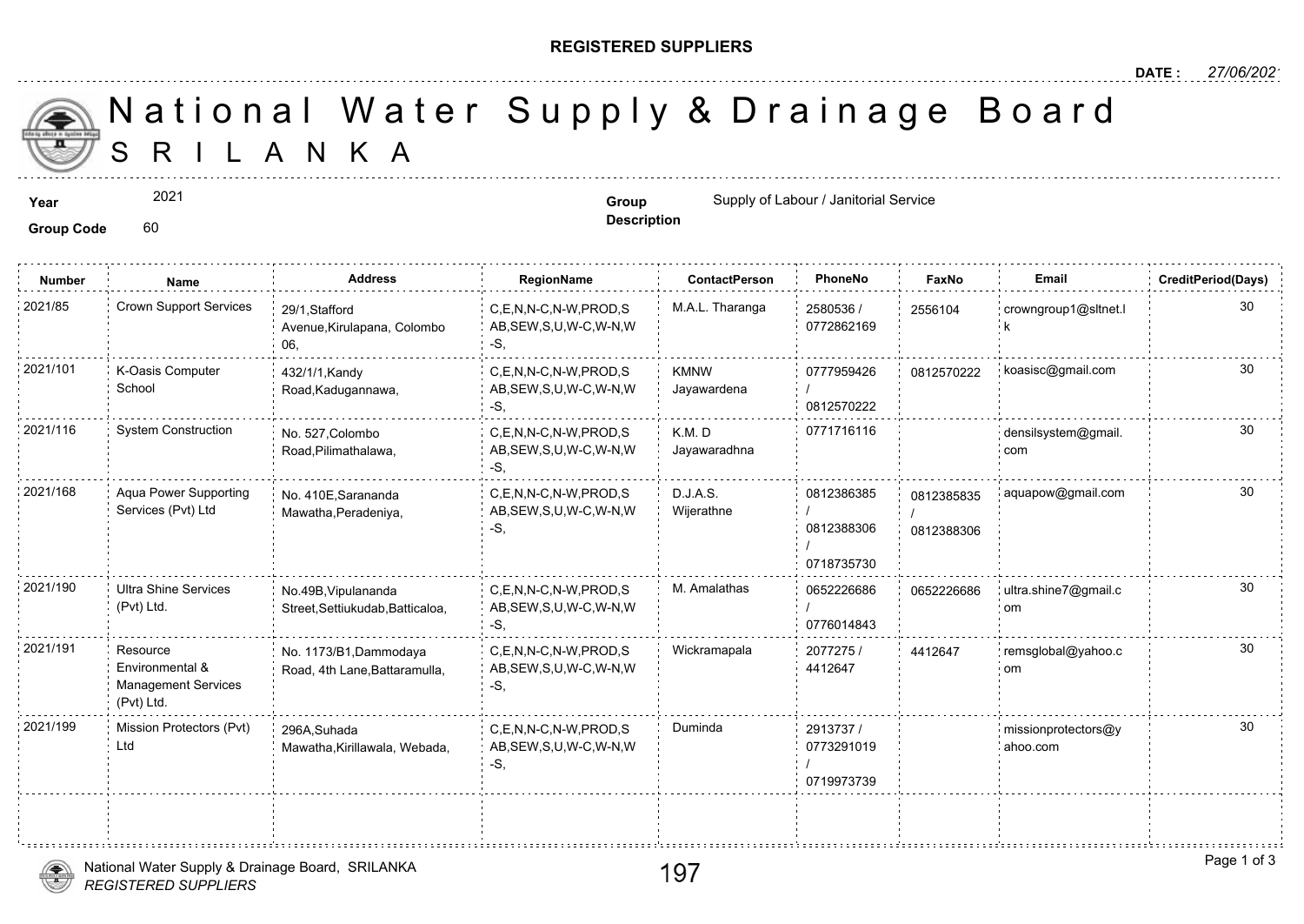**REGISTERED SUPPLIERS**

**DATE :** 27/06/2021

# National Water Supply & Drainage Board
## SRILANKA

**Year** 2021

**Group Code** 60

**Group Description** Supply of Labour / Janitorial Service

| Number | Name | Address | RegionName | ContactPerson | PhoneNo | FaxNo | Email | CreditPeriod(Days) |
|---|---|---|---|---|---|---|---|---|
| 2021/85 | Crown Support Services | 29/1,Stafford Avenue,Kirulapana, Colombo 06, | C,E,N,N-C,N-W,PROD,SAB,SEW,S,U,W-C,W-N,W-S, | M.A.L. Tharanga | 2580536 / 0772862169 | 2556104 | crowngroup1@sltnet.lk | 30 |
| 2021/101 | K-Oasis Computer School | 432/1/1,Kandy Road,Kadugannawa, | C,E,N,N-C,N-W,PROD,SAB,SEW,S,U,W-C,W-N,W-S, | KMNW Jayawardena | 0777959426 / 0812570222 | 0812570222 | koasisc@gmail.com | 30 |
| 2021/116 | System Construction | No. 527,Colombo Road,Pilimathalawa, | C,E,N,N-C,N-W,PROD,SAB,SEW,S,U,W-C,W-N,W-S, | K.M. D Jayawaradhna | 0771716116 | | densilsystem@gmail.com | 30 |
| 2021/168 | Aqua Power Supporting Services (Pvt) Ltd | No. 410E,Sarananda Mawatha,Peradeniya, | C,E,N,N-C,N-W,PROD,SAB,SEW,S,U,W-C,W-N,W-S, | D.J.A.S. Wijerathne | 0812386385 / 0812388306 / 0718735730 | 0812385835 / 0812388306 | aquapow@gmail.com | 30 |
| 2021/190 | Ultra Shine Services (Pvt) Ltd. | No.49B,Vipulananda Street,Settiukudab,Batticaloa, | C,E,N,N-C,N-W,PROD,SAB,SEW,S,U,W-C,W-N,W-S, | M. Amalathas | 0652226686 / 0776014843 | 0652226686 | ultra.shine7@gmail.com | 30 |
| 2021/191 | Resource Environmental & Management Services (Pvt) Ltd. | No. 1173/B1,Dammodaya Road, 4th Lane,Battaramulla, | C,E,N,N-C,N-W,PROD,SAB,SEW,S,U,W-C,W-N,W-S, | Wickramapala | 2077275 / 4412647 | 4412647 | remsglobal@yahoo.com | 30 |
| 2021/199 | Mission Protectors (Pvt) Ltd | 296A,Suhada Mawatha,Kirillawala, Webada, | C,E,N,N-C,N-W,PROD,SAB,SEW,S,U,W-C,W-N,W-S, | Duminda | 2913737 / 0773291019 / 0719973739 | | missionprotectors@yahoo.com | 30 |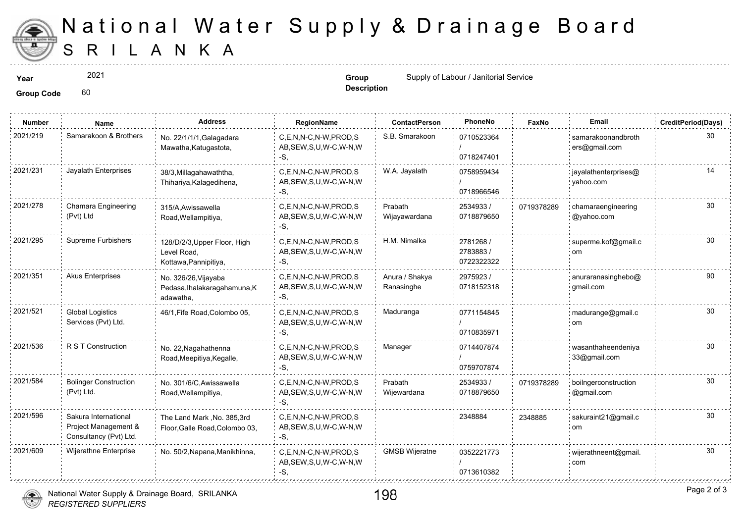# National Water Supply & Drainage Board
## SRILANKA

**Year** 2021

**Group Code** 60

**Group Description** Supply of Labour / Janitorial Service

| Number | Name | Address | RegionName | ContactPerson | PhoneNo | FaxNo | Email | CreditPeriod(Days) |
|---|---|---|---|---|---|---|---|---|
| 2021/219 | Samarakoon & Brothers | No. 22/1/1/1,Galagadara Mawatha,Katugastota, | C,E,N,N-C,N-W,PROD,SAB,SEW,S,U,W-C,W-N,W-S, | S.B. Smarakoon | 0710523364 / 0718247401 | | samarakoonandbrothers@gmail.com | 30 |
| 2021/231 | Jayalath Enterprises | 38/3,Millagahawaththa, Thihariya,Kalagedihena, | C,E,N,N-C,N-W,PROD,SAB,SEW,S,U,W-C,W-N,W-S, | W.A. Jayalath | 0758959434 / 0718966546 | | jayalathenterprises@yahoo.com | 14 |
| 2021/278 | Chamara Engineering (Pvt) Ltd | 315/A,Awissawella Road,Wellampitiya, | C,E,N,N-C,N-W,PROD,SAB,SEW,S,U,W-C,W-N,W-S, | Prabath Wijayawardana | 2534933 / 0718879650 | 0719378289 | chamaraengineering@yahoo.com | 30 |
| 2021/295 | Supreme Furbishers | 128/D/2/3,Upper Floor, High Level Road, Kottawa,Pannipitiya, | C,E,N,N-C,N-W,PROD,SAB,SEW,S,U,W-C,W-N,W-S, | H.M. Nimalka | 2781268 / 2783883 / 0722322322 | | superme.kof@gmail.com | 30 |
| 2021/351 | Akus Enterprises | No. 326/26,Vijayaba Pedasa,Ihalakaragahamuna,Kadawatha, | C,E,N,N-C,N-W,PROD,SAB,SEW,S,U,W-C,W-N,W-S, | Anura / Shakya Ranasinghe | 2975923 / 0718152318 | | anuraranasinghebo@gmail.com | 90 |
| 2021/521 | Global Logistics Services (Pvt) Ltd. | 46/1,Fife Road,Colombo 05, | C,E,N,N-C,N-W,PROD,SAB,SEW,S,U,W-C,W-N,W-S, | Maduranga | 0771154845 / 0710835971 | | madurange@gmail.com | 30 |
| 2021/536 | R S T Construction | No. 22,Nagahathenna Road,Meepitiya,Kegalle, | C,E,N,N-C,N-W,PROD,SAB,SEW,S,U,W-C,W-N,W-S, | Manager | 0714407874 / 0759707874 | | wasanthaheendeniya33@gmail.com | 30 |
| 2021/584 | Bolinger Construction (Pvt) Ltd. | No. 301/6/C,Awissawella Road,Wellampitiya, | C,E,N,N-C,N-W,PROD,SAB,SEW,S,U,W-C,W-N,W-S, | Prabath Wijewardana | 2534933 / 0718879650 | 0719378289 | boilngerconstruction@gmail.com | 30 |
| 2021/596 | Sakura International Project Management & Consultancy (Pvt) Ltd. | The Land Mark ,No. 385,3rd Floor,Galle Road,Colombo 03, | C,E,N,N-C,N-W,PROD,SAB,SEW,S,U,W-C,W-N,W-S, | | 2348884 | 2348885 | sakuraint21@gmail.com | 30 |
| 2021/609 | Wijerathne Enterprise | No. 50/2,Napana,Manikhinna, | C,E,N,N-C,N-W,PROD,SAB,SEW,S,U,W-C,W-N,W-S, | GMSB Wijeratne | 0352221773 / 0713610382 | | wijerathneent@gmail.com | 30 |

National Water Supply & Drainage Board, SRILANKA
*REGISTERED SUPPLIERS*

198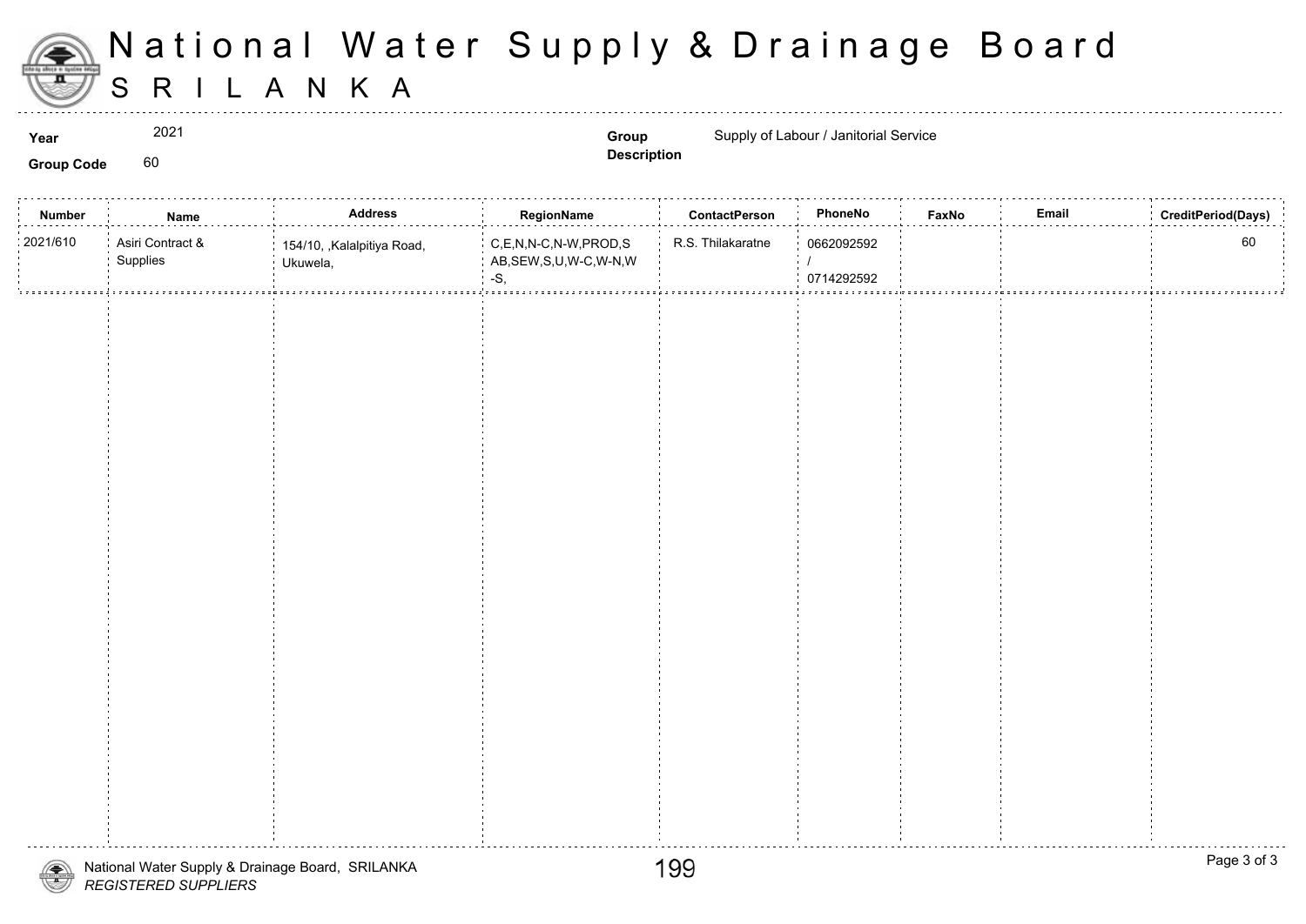# National Water Supply & Drainage Board

## SRILANKA

**Year** 2021

**Group Code** 60

**Group Description** Supply of Labour / Janitorial Service

| Number | Name | Address | RegionName | ContactPerson | PhoneNo | FaxNo | Email | CreditPeriod(Days) |
|---|---|---|---|---|---|---|---|---|
| 2021/610 | Asiri Contract & Supplies | 154/10, ,Kalalpitiya Road, Ukuwela, | C,E,N,N-C,N-W,PROD,SAB,SEW,S,U,W-C,W-N,W-S, | R.S. Thilakaratne | 0662092592 / 0714292592 | | | 60 |

National Water Supply & Drainage Board, SRILANKA

*REGISTERED SUPPLIERS*

199